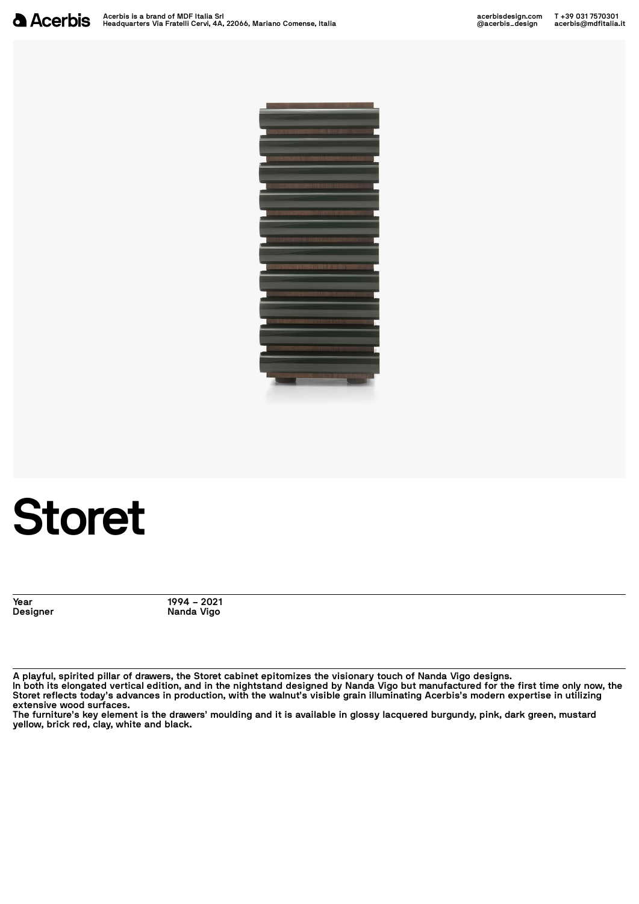Acerbis

Acerbis is a brand of MDF Italia Srl
Headquarters Via Fratelli Cervi, 4A, 22066, Mariano Comense, Italia

acerbisdesign.com
@acerbis_design

T +39 031 7570301
acerbis@mdfitalia.it

# Storet

| Year | 1994 – 2021 |
| --- | --- |
| Designer | Nanda Vigo |

A playful, spirited pillar of drawers, the Storet cabinet epitomizes the visionary touch of Nanda Vigo designs.
In both its elongated vertical edition, and in the nightstand designed by Nanda Vigo but manufactured for the first time only now, the Storet reflects today's advances in production, with the walnut's visible grain illuminating Acerbis's modern expertise in utilizing extensive wood surfaces.
The furniture's key element is the drawers' moulding and it is available in glossy lacquered burgundy, pink, dark green, mustard yellow, brick red, clay, white and black.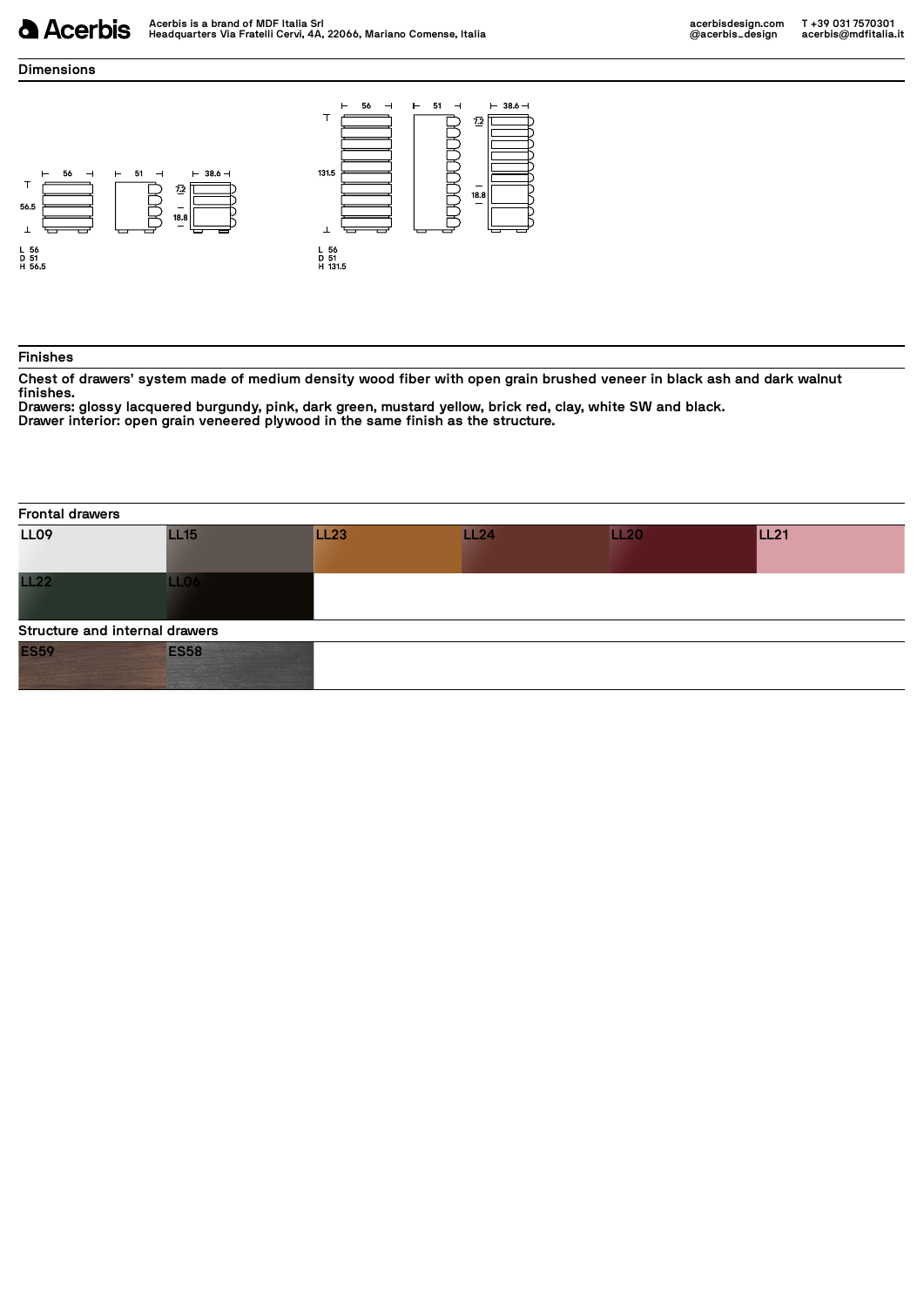## Dimensions

L 56
D 51
H 56.5

L 56
D 51
H 131.5

## Finishes

Chest of drawers' system made of medium density wood fiber with open grain brushed veneer in black ash and dark walnut finishes.
Drawers: glossy lacquered burgundy, pink, dark green, mustard yellow, brick red, clay, white SW and black.
Drawer interior: open grain veneered plywood in the same finish as the structure.

### Frontal drawers

LL09, LL15, LL23, LL24, LL20, LL21, LL22, LL06

### Structure and internal drawers

ES59, ES58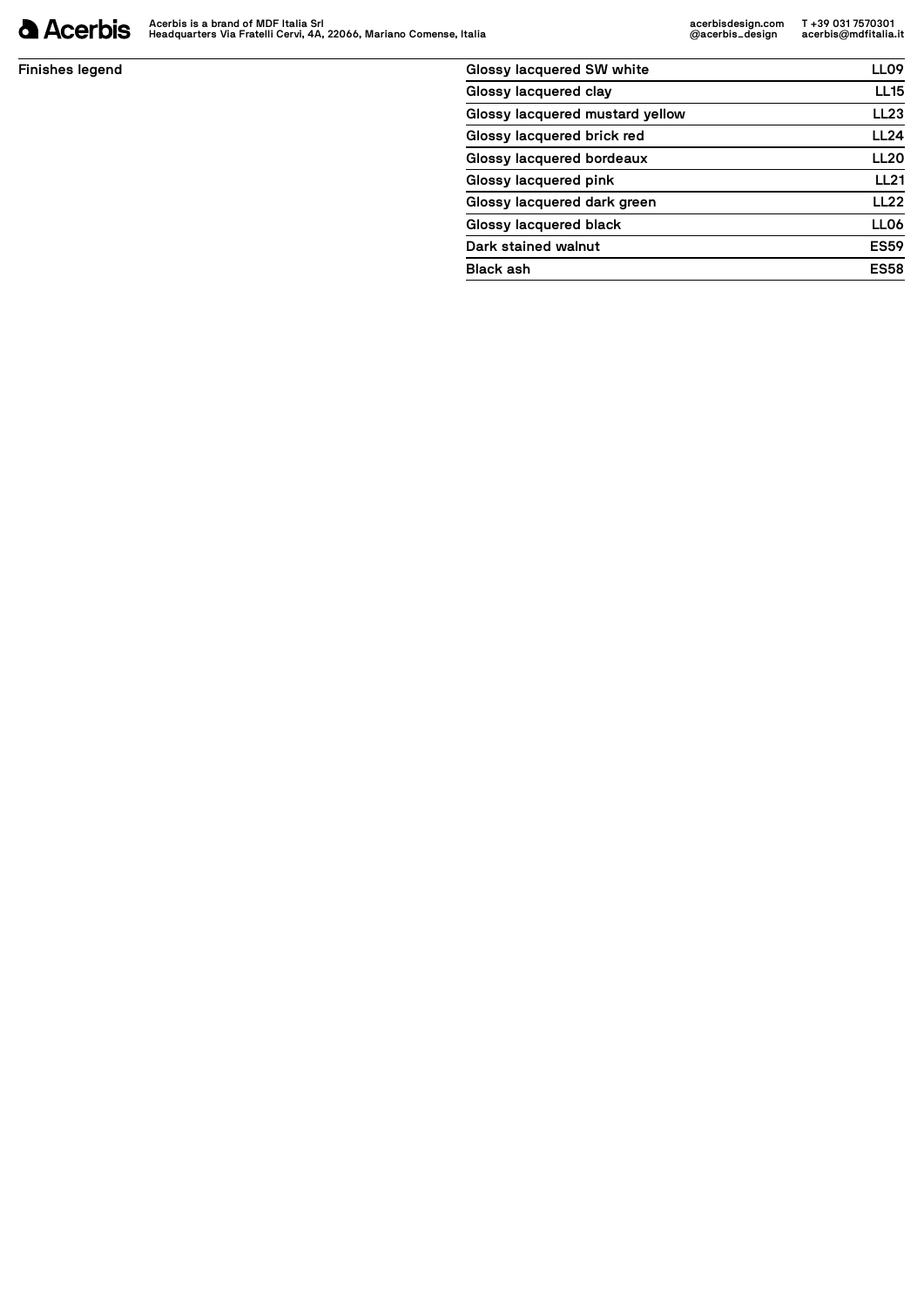## Finishes legend

| | |
|---|---|
| Glossy lacquered SW white | LL09 |
| Glossy lacquered clay | LL15 |
| Glossy lacquered mustard yellow | LL23 |
| Glossy lacquered brick red | LL24 |
| Glossy lacquered bordeaux | LL20 |
| Glossy lacquered pink | LL21 |
| Glossy lacquered dark green | LL22 |
| Glossy lacquered black | LL06 |
| Dark stained walnut | ES59 |
| Black ash | ES58 |